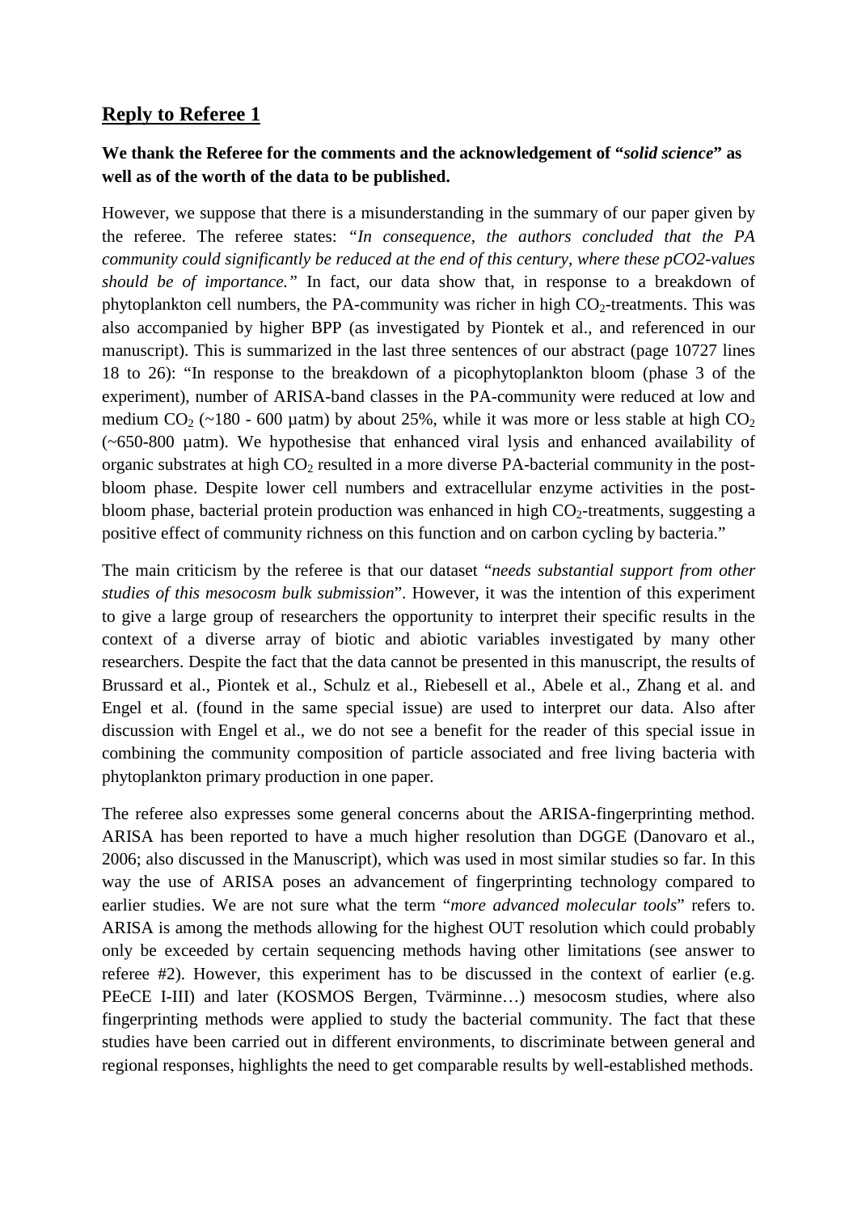## Reply to Referee 1

**We thank the Referee for the comments and the acknowledgement of "*solid science*" as well as of the worth of the data to be published.**

However, we suppose that there is a misunderstanding in the summary of our paper given by the referee. The referee states: "*In consequence, the authors concluded that the PA community could significantly be reduced at the end of this century, where these pCO2-values should be of importance.*" In fact, our data show that, in response to a breakdown of phytoplankton cell numbers, the PA-community was richer in high $CO_2$-treatments. This was also accompanied by higher BPP (as investigated by Piontek et al., and referenced in our manuscript). This is summarized in the last three sentences of our abstract (page 10727 lines 18 to 26): "In response to the breakdown of a picophytoplankton bloom (phase 3 of the experiment), number of ARISA-band classes in the PA-community were reduced at low and medium $CO_2$ (~180 - 600 µatm) by about 25%, while it was more or less stable at high $CO_2$ (~650-800 µatm). We hypothesise that enhanced viral lysis and enhanced availability of organic substrates at high $CO_2$ resulted in a more diverse PA-bacterial community in the post-bloom phase. Despite lower cell numbers and extracellular enzyme activities in the post-bloom phase, bacterial protein production was enhanced in high $CO_2$-treatments, suggesting a positive effect of community richness on this function and on carbon cycling by bacteria."

The main criticism by the referee is that our dataset "*needs substantial support from other studies of this mesocosm bulk submission*". However, it was the intention of this experiment to give a large group of researchers the opportunity to interpret their specific results in the context of a diverse array of biotic and abiotic variables investigated by many other researchers. Despite the fact that the data cannot be presented in this manuscript, the results of Brussard et al., Piontek et al., Schulz et al., Riebesell et al., Abele et al., Zhang et al. and Engel et al. (found in the same special issue) are used to interpret our data. Also after discussion with Engel et al., we do not see a benefit for the reader of this special issue in combining the community composition of particle associated and free living bacteria with phytoplankton primary production in one paper.

The referee also expresses some general concerns about the ARISA-fingerprinting method. ARISA has been reported to have a much higher resolution than DGGE (Danovaro et al., 2006; also discussed in the Manuscript), which was used in most similar studies so far. In this way the use of ARISA poses an advancement of fingerprinting technology compared to earlier studies. We are not sure what the term "*more advanced molecular tools*" refers to. ARISA is among the methods allowing for the highest OUT resolution which could probably only be exceeded by certain sequencing methods having other limitations (see answer to referee #2). However, this experiment has to be discussed in the context of earlier (e.g. PEeCE I-III) and later (KOSMOS Bergen, Tvärminne…) mesocosm studies, where also fingerprinting methods were applied to study the bacterial community. The fact that these studies have been carried out in different environments, to discriminate between general and regional responses, highlights the need to get comparable results by well-established methods.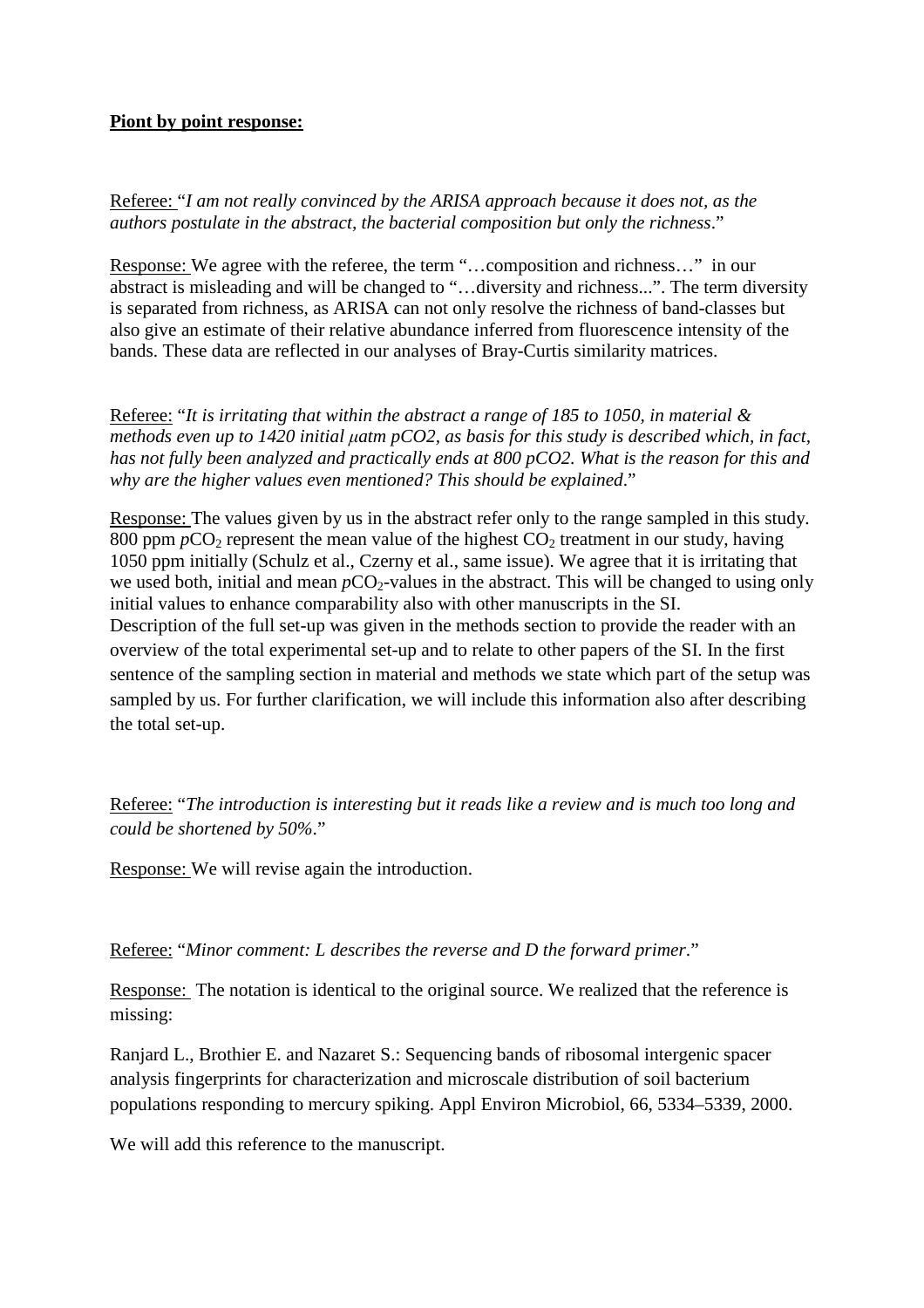**Piont by point response:**

Referee: "*I am not really convinced by the ARISA approach because it does not, as the authors postulate in the abstract, the bacterial composition but only the richness*."

Response: We agree with the referee, the term "…composition and richness…" in our abstract is misleading and will be changed to "…diversity and richness...". The term diversity is separated from richness, as ARISA can not only resolve the richness of band-classes but also give an estimate of their relative abundance inferred from fluorescence intensity of the bands. These data are reflected in our analyses of Bray-Curtis similarity matrices.

Referee: "*It is irritating that within the abstract a range of 185 to 1050, in material & methods even up to 1420 initial µatm pCO2, as basis for this study is described which, in fact, has not fully been analyzed and practically ends at 800 pCO2. What is the reason for this and why are the higher values even mentioned? This should be explained*."

Response: The values given by us in the abstract refer only to the range sampled in this study. 800 ppm $pCO_2$ represent the mean value of the highest $CO_2$ treatment in our study, having 1050 ppm initially (Schulz et al., Czerny et al., same issue). We agree that it is irritating that we used both, initial and mean $pCO_2$-values in the abstract. This will be changed to using only initial values to enhance comparability also with other manuscripts in the SI.
Description of the full set-up was given in the methods section to provide the reader with an overview of the total experimental set-up and to relate to other papers of the SI. In the first sentence of the sampling section in material and methods we state which part of the setup was sampled by us. For further clarification, we will include this information also after describing the total set-up.

Referee: "*The introduction is interesting but it reads like a review and is much too long and could be shortened by 50%*."

Response: We will revise again the introduction.

Referee: "*Minor comment: L describes the reverse and D the forward primer*."

Response: The notation is identical to the original source. We realized that the reference is missing:

Ranjard L., Brothier E. and Nazaret S.: Sequencing bands of ribosomal intergenic spacer analysis fingerprints for characterization and microscale distribution of soil bacterium populations responding to mercury spiking. Appl Environ Microbiol, 66, 5334–5339, 2000.

We will add this reference to the manuscript.